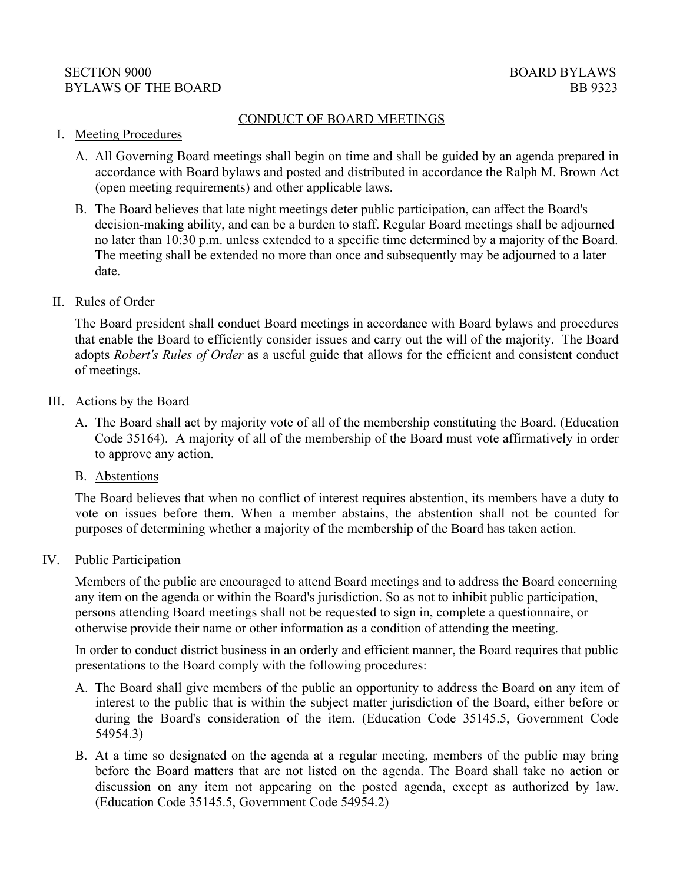SECTION 9000 BOARD BYLAWS
BYLAWS OF THE BOARD BB 9323

# CONDUCT OF BOARD MEETINGS

## I. Meeting Procedures

A. All Governing Board meetings shall begin on time and shall be guided by an agenda prepared in accordance with Board bylaws and posted and distributed in accordance the Ralph M. Brown Act (open meeting requirements) and other applicable laws.

B. The Board believes that late night meetings deter public participation, can affect the Board's decision-making ability, and can be a burden to staff. Regular Board meetings shall be adjourned no later than 10:30 p.m. unless extended to a specific time determined by a majority of the Board. The meeting shall be extended no more than once and subsequently may be adjourned to a later date.

## II. Rules of Order

The Board president shall conduct Board meetings in accordance with Board bylaws and procedures that enable the Board to efficiently consider issues and carry out the will of the majority. The Board adopts *Robert's Rules of Order* as a useful guide that allows for the efficient and consistent conduct of meetings.

## III. Actions by the Board

A. The Board shall act by majority vote of all of the membership constituting the Board. (Education Code 35164). A majority of all of the membership of the Board must vote affirmatively in order to approve any action.

B. Abstentions

The Board believes that when no conflict of interest requires abstention, its members have a duty to vote on issues before them. When a member abstains, the abstention shall not be counted for purposes of determining whether a majority of the membership of the Board has taken action.

## IV. Public Participation

Members of the public are encouraged to attend Board meetings and to address the Board concerning any item on the agenda or within the Board's jurisdiction. So as not to inhibit public participation, persons attending Board meetings shall not be requested to sign in, complete a questionnaire, or otherwise provide their name or other information as a condition of attending the meeting.

In order to conduct district business in an orderly and efficient manner, the Board requires that public presentations to the Board comply with the following procedures:

A. The Board shall give members of the public an opportunity to address the Board on any item of interest to the public that is within the subject matter jurisdiction of the Board, either before or during the Board's consideration of the item. (Education Code 35145.5, Government Code 54954.3)

B. At a time so designated on the agenda at a regular meeting, members of the public may bring before the Board matters that are not listed on the agenda. The Board shall take no action or discussion on any item not appearing on the posted agenda, except as authorized by law. (Education Code 35145.5, Government Code 54954.2)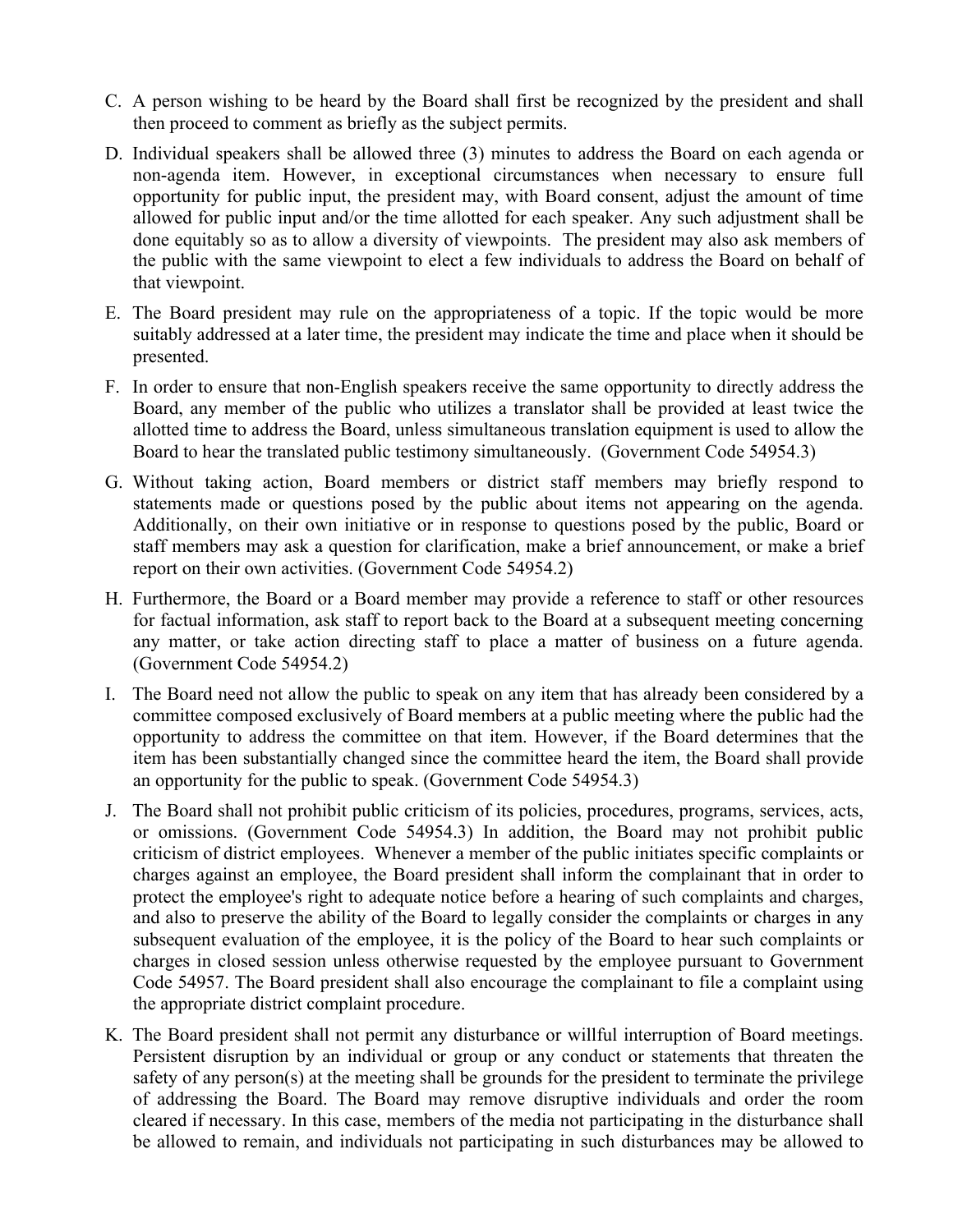C. A person wishing to be heard by the Board shall first be recognized by the president and shall then proceed to comment as briefly as the subject permits.

D. Individual speakers shall be allowed three (3) minutes to address the Board on each agenda or non-agenda item. However, in exceptional circumstances when necessary to ensure full opportunity for public input, the president may, with Board consent, adjust the amount of time allowed for public input and/or the time allotted for each speaker. Any such adjustment shall be done equitably so as to allow a diversity of viewpoints. The president may also ask members of the public with the same viewpoint to elect a few individuals to address the Board on behalf of that viewpoint.

E. The Board president may rule on the appropriateness of a topic. If the topic would be more suitably addressed at a later time, the president may indicate the time and place when it should be presented.

F. In order to ensure that non-English speakers receive the same opportunity to directly address the Board, any member of the public who utilizes a translator shall be provided at least twice the allotted time to address the Board, unless simultaneous translation equipment is used to allow the Board to hear the translated public testimony simultaneously. (Government Code 54954.3)

G. Without taking action, Board members or district staff members may briefly respond to statements made or questions posed by the public about items not appearing on the agenda. Additionally, on their own initiative or in response to questions posed by the public, Board or staff members may ask a question for clarification, make a brief announcement, or make a brief report on their own activities. (Government Code 54954.2)

H. Furthermore, the Board or a Board member may provide a reference to staff or other resources for factual information, ask staff to report back to the Board at a subsequent meeting concerning any matter, or take action directing staff to place a matter of business on a future agenda. (Government Code 54954.2)

I. The Board need not allow the public to speak on any item that has already been considered by a committee composed exclusively of Board members at a public meeting where the public had the opportunity to address the committee on that item. However, if the Board determines that the item has been substantially changed since the committee heard the item, the Board shall provide an opportunity for the public to speak. (Government Code 54954.3)

J. The Board shall not prohibit public criticism of its policies, procedures, programs, services, acts, or omissions. (Government Code 54954.3) In addition, the Board may not prohibit public criticism of district employees. Whenever a member of the public initiates specific complaints or charges against an employee, the Board president shall inform the complainant that in order to protect the employee's right to adequate notice before a hearing of such complaints and charges, and also to preserve the ability of the Board to legally consider the complaints or charges in any subsequent evaluation of the employee, it is the policy of the Board to hear such complaints or charges in closed session unless otherwise requested by the employee pursuant to Government Code 54957. The Board president shall also encourage the complainant to file a complaint using the appropriate district complaint procedure.

K. The Board president shall not permit any disturbance or willful interruption of Board meetings. Persistent disruption by an individual or group or any conduct or statements that threaten the safety of any person(s) at the meeting shall be grounds for the president to terminate the privilege of addressing the Board. The Board may remove disruptive individuals and order the room cleared if necessary. In this case, members of the media not participating in the disturbance shall be allowed to remain, and individuals not participating in such disturbances may be allowed to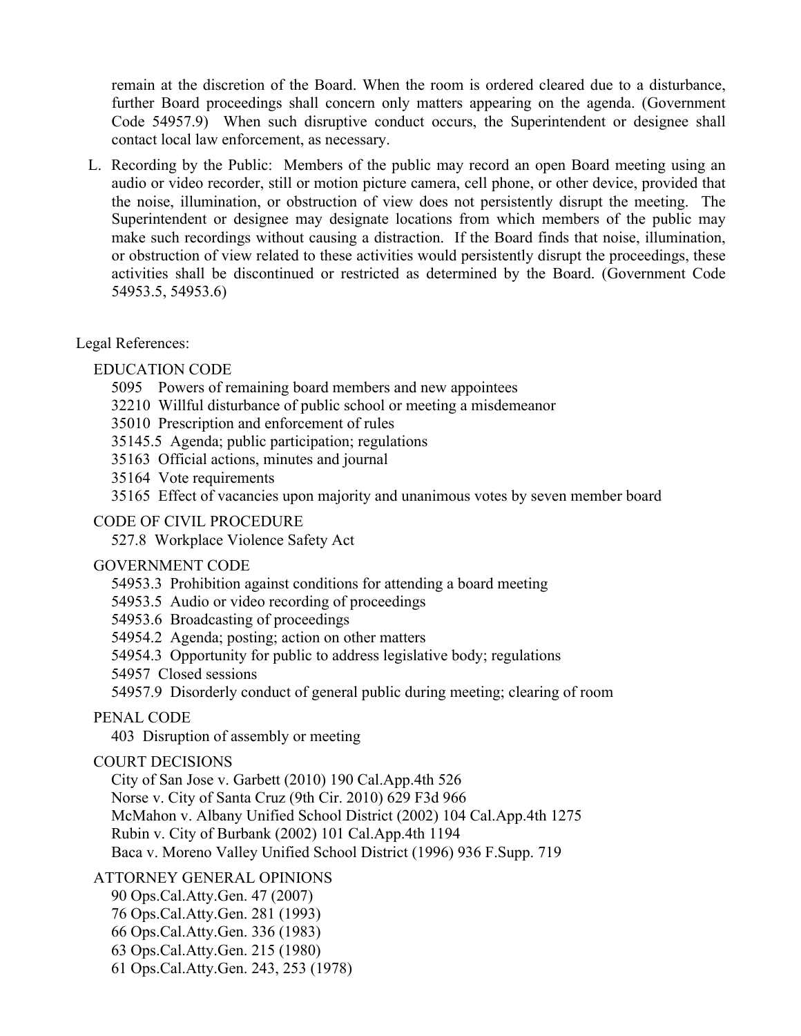remain at the discretion of the Board. When the room is ordered cleared due to a disturbance, further Board proceedings shall concern only matters appearing on the agenda. (Government Code 54957.9) When such disruptive conduct occurs, the Superintendent or designee shall contact local law enforcement, as necessary.

L. Recording by the Public: Members of the public may record an open Board meeting using an audio or video recorder, still or motion picture camera, cell phone, or other device, provided that the noise, illumination, or obstruction of view does not persistently disrupt the meeting. The Superintendent or designee may designate locations from which members of the public may make such recordings without causing a distraction. If the Board finds that noise, illumination, or obstruction of view related to these activities would persistently disrupt the proceedings, these activities shall be discontinued or restricted as determined by the Board. (Government Code 54953.5, 54953.6)

Legal References:

EDUCATION CODE
- 5095 Powers of remaining board members and new appointees
- 32210 Willful disturbance of public school or meeting a misdemeanor
- 35010 Prescription and enforcement of rules
- 35145.5 Agenda; public participation; regulations
- 35163 Official actions, minutes and journal
- 35164 Vote requirements
- 35165 Effect of vacancies upon majority and unanimous votes by seven member board

CODE OF CIVIL PROCEDURE
- 527.8 Workplace Violence Safety Act

GOVERNMENT CODE
- 54953.3 Prohibition against conditions for attending a board meeting
- 54953.5 Audio or video recording of proceedings
- 54953.6 Broadcasting of proceedings
- 54954.2 Agenda; posting; action on other matters
- 54954.3 Opportunity for public to address legislative body; regulations
- 54957 Closed sessions
- 54957.9 Disorderly conduct of general public during meeting; clearing of room

PENAL CODE
- 403 Disruption of assembly or meeting

COURT DECISIONS
- City of San Jose v. Garbett (2010) 190 Cal.App.4th 526
- Norse v. City of Santa Cruz (9th Cir. 2010) 629 F3d 966
- McMahon v. Albany Unified School District (2002) 104 Cal.App.4th 1275
- Rubin v. City of Burbank (2002) 101 Cal.App.4th 1194
- Baca v. Moreno Valley Unified School District (1996) 936 F.Supp. 719

ATTORNEY GENERAL OPINIONS
- 90 Ops.Cal.Atty.Gen. 47 (2007)
- 76 Ops.Cal.Atty.Gen. 281 (1993)
- 66 Ops.Cal.Atty.Gen. 336 (1983)
- 63 Ops.Cal.Atty.Gen. 215 (1980)
- 61 Ops.Cal.Atty.Gen. 243, 253 (1978)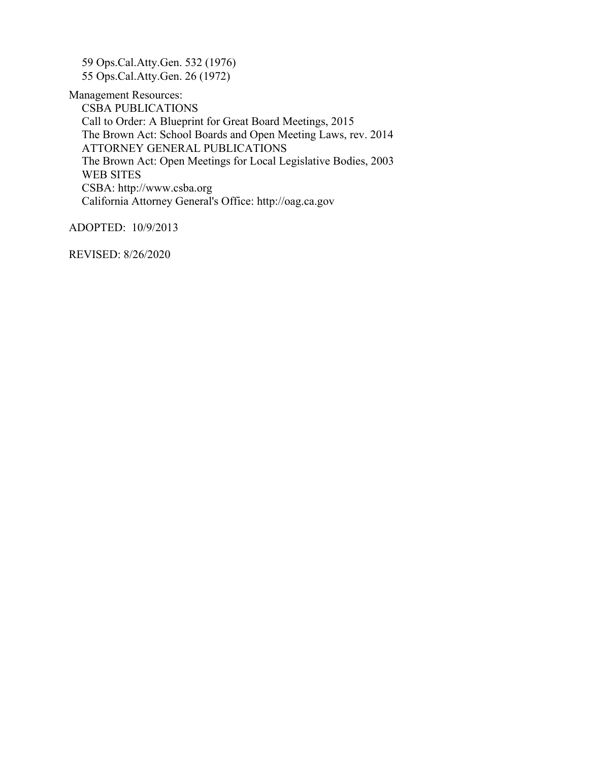59 Ops.Cal.Atty.Gen. 532 (1976)
55 Ops.Cal.Atty.Gen. 26 (1972)

Management Resources:

CSBA PUBLICATIONS
Call to Order: A Blueprint for Great Board Meetings, 2015
The Brown Act: School Boards and Open Meeting Laws, rev. 2014
ATTORNEY GENERAL PUBLICATIONS
The Brown Act: Open Meetings for Local Legislative Bodies, 2003
WEB SITES
CSBA: http://www.csba.org
California Attorney General's Office: http://oag.ca.gov

ADOPTED: 10/9/2013

REVISED: 8/26/2020